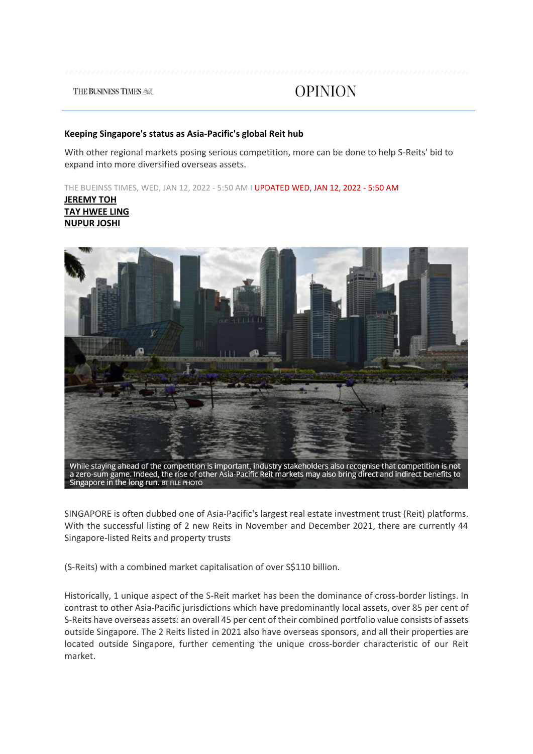THE BUSINESS TIMES

OPINION

**Keeping Singapore's status as Asia-Pacific's global Reit hub**

With other regional markets posing serious competition, more can be done to help S-Reits' bid to expand into more diversified overseas assets.

THE BUEINSS TIMES, WED, JAN 12, 2022 - 5:50 AM I UPDATED WED, JAN 12, 2022 - 5:50 AM

**JEREMY TOH**
**TAY HWEE LING**
**NUPUR JOSHI**

While staying ahead of the competition is important, industry stakeholders also recognise that competition is not a zero-sum game. Indeed, the rise of other Asia-Pacific Reit markets may also bring direct and indirect benefits to Singapore in the long run. BT FILE PHOTO

SINGAPORE is often dubbed one of Asia-Pacific's largest real estate investment trust (Reit) platforms. With the successful listing of 2 new Reits in November and December 2021, there are currently 44 Singapore-listed Reits and property trusts

(S-Reits) with a combined market capitalisation of over S$110 billion.

Historically, 1 unique aspect of the S-Reit market has been the dominance of cross-border listings. In contrast to other Asia-Pacific jurisdictions which have predominantly local assets, over 85 per cent of S-Reits have overseas assets: an overall 45 per cent of their combined portfolio value consists of assets outside Singapore. The 2 Reits listed in 2021 also have overseas sponsors, and all their properties are located outside Singapore, further cementing the unique cross-border characteristic of our Reit market.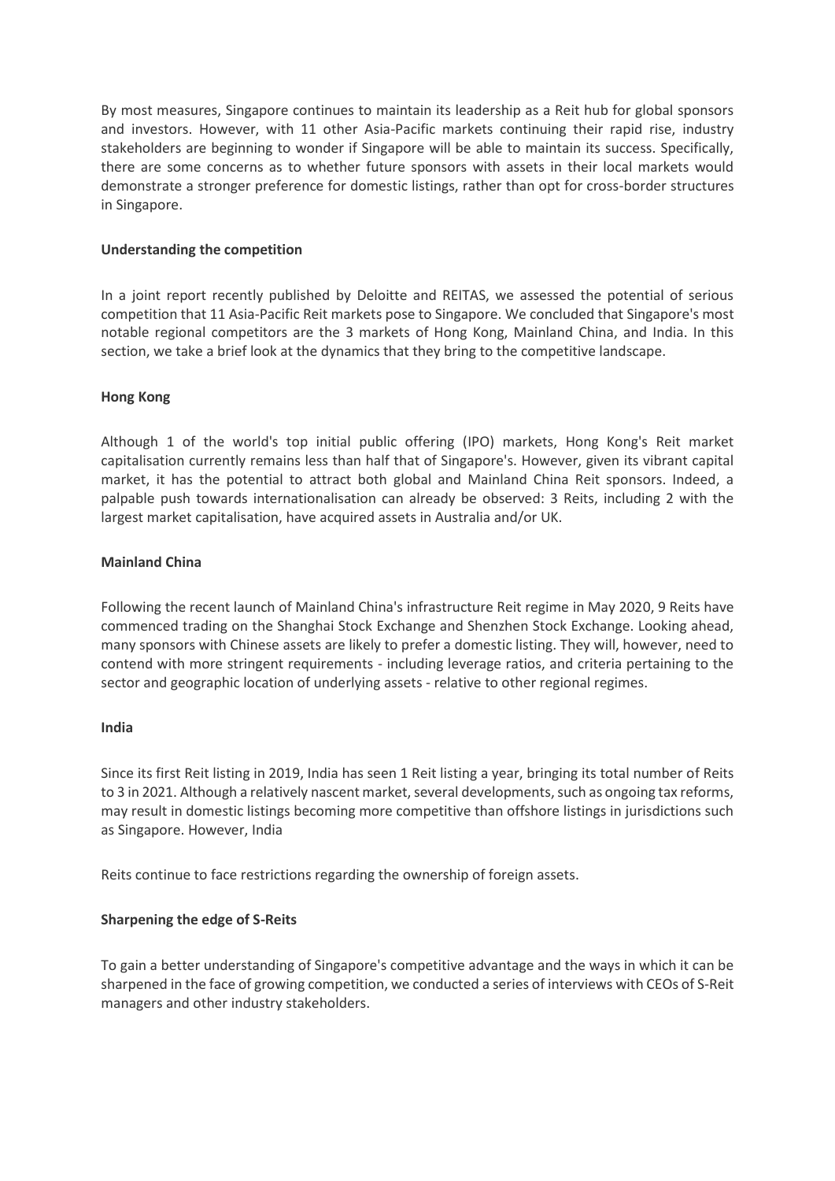By most measures, Singapore continues to maintain its leadership as a Reit hub for global sponsors and investors. However, with 11 other Asia-Pacific markets continuing their rapid rise, industry stakeholders are beginning to wonder if Singapore will be able to maintain its success. Specifically, there are some concerns as to whether future sponsors with assets in their local markets would demonstrate a stronger preference for domestic listings, rather than opt for cross-border structures in Singapore.

**Understanding the competition**

In a joint report recently published by Deloitte and REITAS, we assessed the potential of serious competition that 11 Asia-Pacific Reit markets pose to Singapore. We concluded that Singapore's most notable regional competitors are the 3 markets of Hong Kong, Mainland China, and India. In this section, we take a brief look at the dynamics that they bring to the competitive landscape.

**Hong Kong**

Although 1 of the world's top initial public offering (IPO) markets, Hong Kong's Reit market capitalisation currently remains less than half that of Singapore's. However, given its vibrant capital market, it has the potential to attract both global and Mainland China Reit sponsors. Indeed, a palpable push towards internationalisation can already be observed: 3 Reits, including 2 with the largest market capitalisation, have acquired assets in Australia and/or UK.

**Mainland China**

Following the recent launch of Mainland China's infrastructure Reit regime in May 2020, 9 Reits have commenced trading on the Shanghai Stock Exchange and Shenzhen Stock Exchange. Looking ahead, many sponsors with Chinese assets are likely to prefer a domestic listing. They will, however, need to contend with more stringent requirements - including leverage ratios, and criteria pertaining to the sector and geographic location of underlying assets - relative to other regional regimes.

**India**

Since its first Reit listing in 2019, India has seen 1 Reit listing a year, bringing its total number of Reits to 3 in 2021. Although a relatively nascent market, several developments, such as ongoing tax reforms, may result in domestic listings becoming more competitive than offshore listings in jurisdictions such as Singapore. However, India

Reits continue to face restrictions regarding the ownership of foreign assets.

**Sharpening the edge of S-Reits**

To gain a better understanding of Singapore's competitive advantage and the ways in which it can be sharpened in the face of growing competition, we conducted a series of interviews with CEOs of S-Reit managers and other industry stakeholders.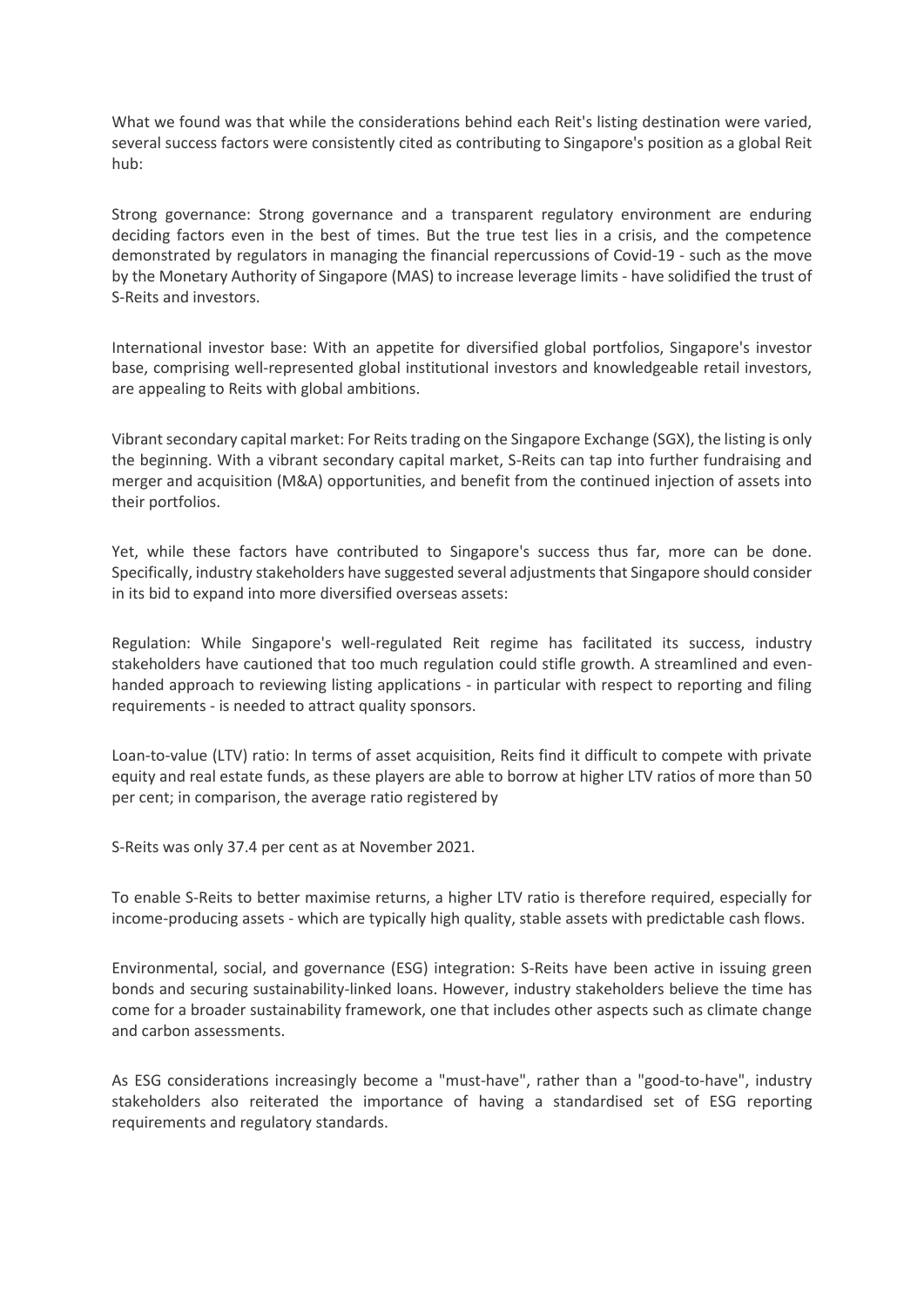What we found was that while the considerations behind each Reit's listing destination were varied, several success factors were consistently cited as contributing to Singapore's position as a global Reit hub:

Strong governance: Strong governance and a transparent regulatory environment are enduring deciding factors even in the best of times. But the true test lies in a crisis, and the competence demonstrated by regulators in managing the financial repercussions of Covid-19 - such as the move by the Monetary Authority of Singapore (MAS) to increase leverage limits - have solidified the trust of S-Reits and investors.

International investor base: With an appetite for diversified global portfolios, Singapore's investor base, comprising well-represented global institutional investors and knowledgeable retail investors, are appealing to Reits with global ambitions.

Vibrant secondary capital market: For Reits trading on the Singapore Exchange (SGX), the listing is only the beginning. With a vibrant secondary capital market, S-Reits can tap into further fundraising and merger and acquisition (M&A) opportunities, and benefit from the continued injection of assets into their portfolios.

Yet, while these factors have contributed to Singapore's success thus far, more can be done. Specifically, industry stakeholders have suggested several adjustments that Singapore should consider in its bid to expand into more diversified overseas assets:

Regulation: While Singapore's well-regulated Reit regime has facilitated its success, industry stakeholders have cautioned that too much regulation could stifle growth. A streamlined and even-handed approach to reviewing listing applications - in particular with respect to reporting and filing requirements - is needed to attract quality sponsors.

Loan-to-value (LTV) ratio: In terms of asset acquisition, Reits find it difficult to compete with private equity and real estate funds, as these players are able to borrow at higher LTV ratios of more than 50 per cent; in comparison, the average ratio registered by S-Reits was only 37.4 per cent as at November 2021.

To enable S-Reits to better maximise returns, a higher LTV ratio is therefore required, especially for income-producing assets - which are typically high quality, stable assets with predictable cash flows.

Environmental, social, and governance (ESG) integration: S-Reits have been active in issuing green bonds and securing sustainability-linked loans. However, industry stakeholders believe the time has come for a broader sustainability framework, one that includes other aspects such as climate change and carbon assessments.

As ESG considerations increasingly become a "must-have", rather than a "good-to-have", industry stakeholders also reiterated the importance of having a standardised set of ESG reporting requirements and regulatory standards.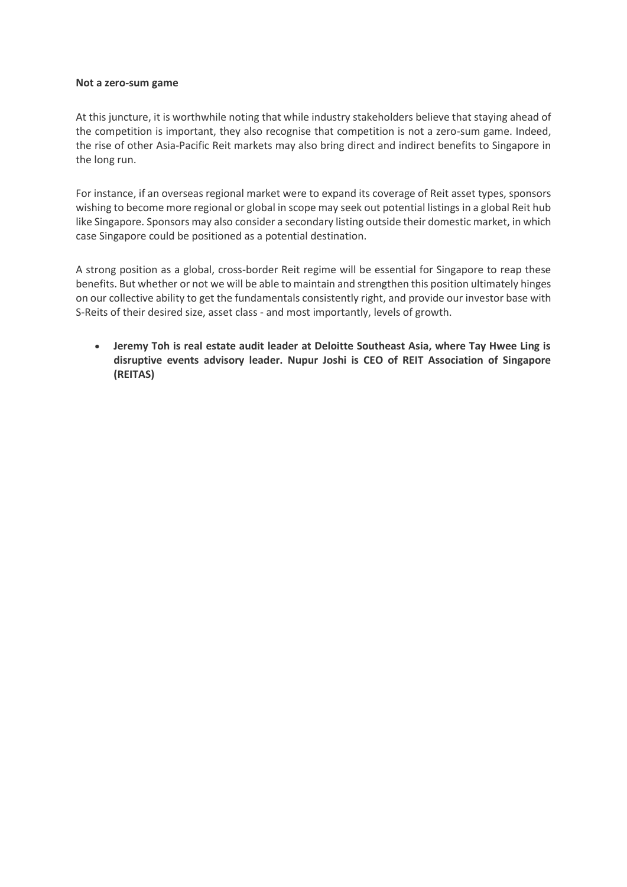**Not a zero-sum game**

At this juncture, it is worthwhile noting that while industry stakeholders believe that staying ahead of the competition is important, they also recognise that competition is not a zero-sum game. Indeed, the rise of other Asia-Pacific Reit markets may also bring direct and indirect benefits to Singapore in the long run.

For instance, if an overseas regional market were to expand its coverage of Reit asset types, sponsors wishing to become more regional or global in scope may seek out potential listings in a global Reit hub like Singapore. Sponsors may also consider a secondary listing outside their domestic market, in which case Singapore could be positioned as a potential destination.

A strong position as a global, cross-border Reit regime will be essential for Singapore to reap these benefits. But whether or not we will be able to maintain and strengthen this position ultimately hinges on our collective ability to get the fundamentals consistently right, and provide our investor base with S-Reits of their desired size, asset class - and most importantly, levels of growth.

- **Jeremy Toh is real estate audit leader at Deloitte Southeast Asia, where Tay Hwee Ling is disruptive events advisory leader. Nupur Joshi is CEO of REIT Association of Singapore (REITAS)**